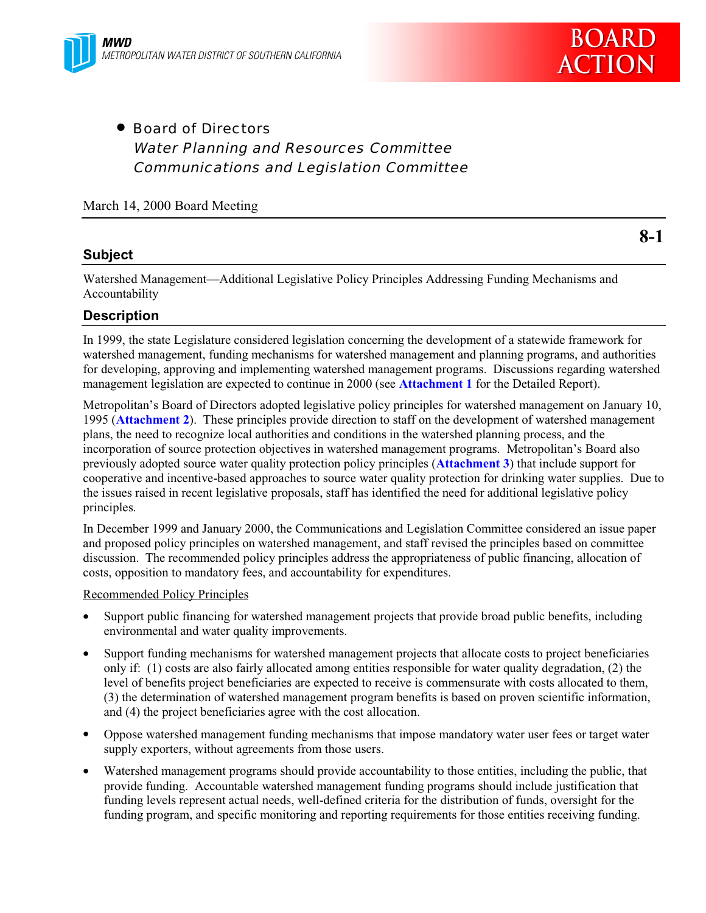**MWD**
*METROPOLITAN WATER DISTRICT OF SOUTHERN CALIFORNIA*

# BOARD ACTION

- Board of Directors
  *Water Planning and Resources Committee*
  *Communications and Legislation Committee*

March 14, 2000 Board Meeting

**8-1**

## Subject

Watershed Management—Additional Legislative Policy Principles Addressing Funding Mechanisms and Accountability

## Description

In 1999, the state Legislature considered legislation concerning the development of a statewide framework for watershed management, funding mechanisms for watershed management and planning programs, and authorities for developing, approving and implementing watershed management programs. Discussions regarding watershed management legislation are expected to continue in 2000 (see **Attachment 1** for the Detailed Report).

Metropolitan's Board of Directors adopted legislative policy principles for watershed management on January 10, 1995 (**Attachment 2**). These principles provide direction to staff on the development of watershed management plans, the need to recognize local authorities and conditions in the watershed planning process, and the incorporation of source protection objectives in watershed management programs. Metropolitan's Board also previously adopted source water quality protection policy principles (**Attachment 3**) that include support for cooperative and incentive-based approaches to source water quality protection for drinking water supplies. Due to the issues raised in recent legislative proposals, staff has identified the need for additional legislative policy principles.

In December 1999 and January 2000, the Communications and Legislation Committee considered an issue paper and proposed policy principles on watershed management, and staff revised the principles based on committee discussion. The recommended policy principles address the appropriateness of public financing, allocation of costs, opposition to mandatory fees, and accountability for expenditures.

<u>Recommended Policy Principles</u>

- Support public financing for watershed management projects that provide broad public benefits, including environmental and water quality improvements.
- Support funding mechanisms for watershed management projects that allocate costs to project beneficiaries only if: (1) costs are also fairly allocated among entities responsible for water quality degradation, (2) the level of benefits project beneficiaries are expected to receive is commensurate with costs allocated to them, (3) the determination of watershed management program benefits is based on proven scientific information, and (4) the project beneficiaries agree with the cost allocation.
- Oppose watershed management funding mechanisms that impose mandatory water user fees or target water supply exporters, without agreements from those users.
- Watershed management programs should provide accountability to those entities, including the public, that provide funding. Accountable watershed management funding programs should include justification that funding levels represent actual needs, well-defined criteria for the distribution of funds, oversight for the funding program, and specific monitoring and reporting requirements for those entities receiving funding.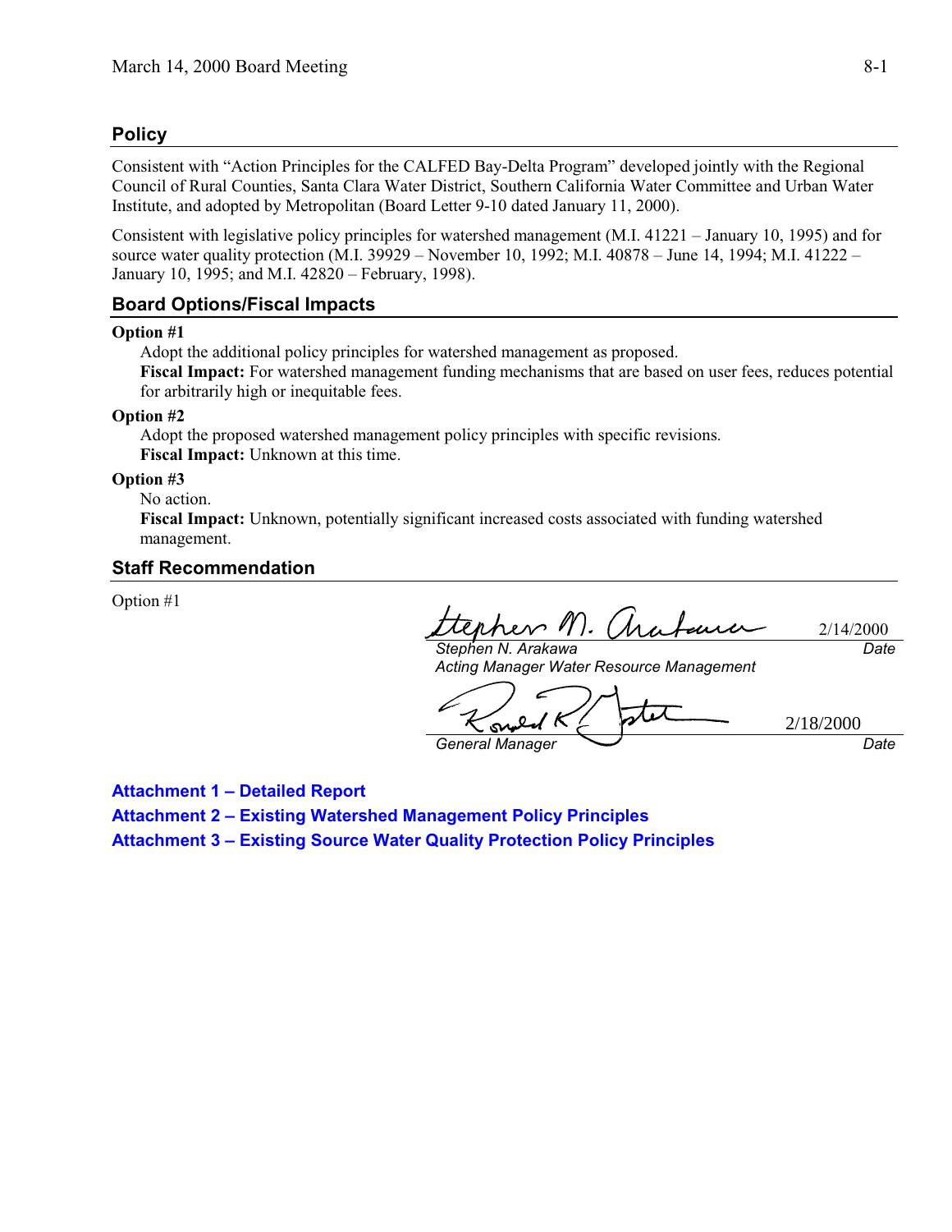## Policy

Consistent with “Action Principles for the CALFED Bay-Delta Program” developed jointly with the Regional Council of Rural Counties, Santa Clara Water District, Southern California Water Committee and Urban Water Institute, and adopted by Metropolitan (Board Letter 9-10 dated January 11, 2000).

Consistent with legislative policy principles for watershed management (M.I. 41221 – January 10, 1995) and for source water quality protection (M.I. 39929 – November 10, 1992; M.I. 40878 – June 14, 1994; M.I. 41222 – January 10, 1995; and M.I. 42820 – February, 1998).

## Board Options/Fiscal Impacts

**Option #1**

Adopt the additional policy principles for watershed management as proposed.
**Fiscal Impact:** For watershed management funding mechanisms that are based on user fees, reduces potential for arbitrarily high or inequitable fees.

**Option #2**

Adopt the proposed watershed management policy principles with specific revisions.
**Fiscal Impact:** Unknown at this time.

**Option #3**

No action.
**Fiscal Impact:** Unknown, potentially significant increased costs associated with funding watershed management.

## Staff Recommendation

Option #1

Stephen N. Arakawa 2/14/2000
*Stephen N. Arakawa* *Date*
*Acting Manager Water Resource Management*

Ronald R. Gastelum 2/18/2000
*General Manager* *Date*

**Attachment 1 – Detailed Report**

**Attachment 2 – Existing Watershed Management Policy Principles**

**Attachment 3 – Existing Source Water Quality Protection Policy Principles**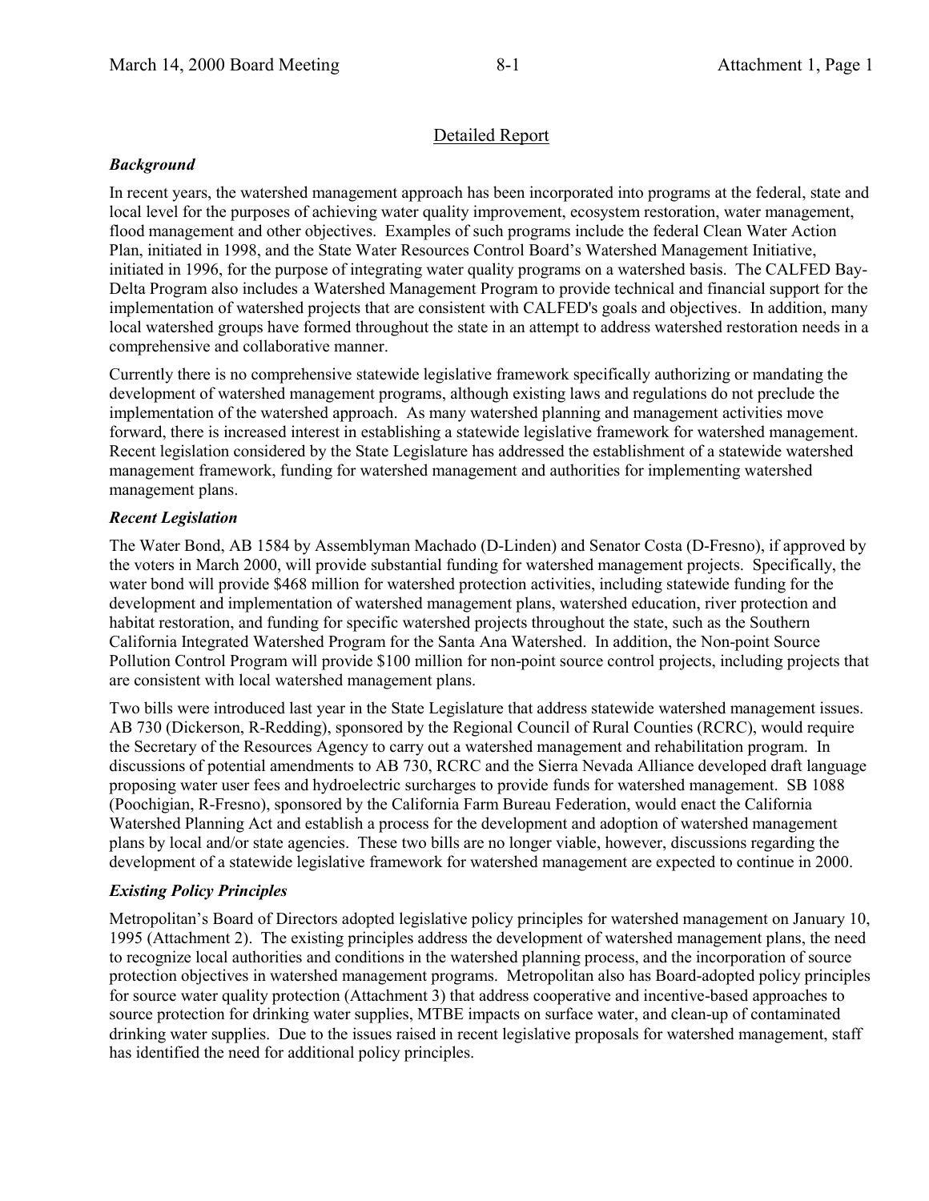## Detailed Report

### *Background*

In recent years, the watershed management approach has been incorporated into programs at the federal, state and local level for the purposes of achieving water quality improvement, ecosystem restoration, water management, flood management and other objectives. Examples of such programs include the federal Clean Water Action Plan, initiated in 1998, and the State Water Resources Control Board's Watershed Management Initiative, initiated in 1996, for the purpose of integrating water quality programs on a watershed basis. The CALFED Bay-Delta Program also includes a Watershed Management Program to provide technical and financial support for the implementation of watershed projects that are consistent with CALFED's goals and objectives. In addition, many local watershed groups have formed throughout the state in an attempt to address watershed restoration needs in a comprehensive and collaborative manner.

Currently there is no comprehensive statewide legislative framework specifically authorizing or mandating the development of watershed management programs, although existing laws and regulations do not preclude the implementation of the watershed approach. As many watershed planning and management activities move forward, there is increased interest in establishing a statewide legislative framework for watershed management. Recent legislation considered by the State Legislature has addressed the establishment of a statewide watershed management framework, funding for watershed management and authorities for implementing watershed management plans.

### *Recent Legislation*

The Water Bond, AB 1584 by Assemblyman Machado (D-Linden) and Senator Costa (D-Fresno), if approved by the voters in March 2000, will provide substantial funding for watershed management projects. Specifically, the water bond will provide $468 million for watershed protection activities, including statewide funding for the development and implementation of watershed management plans, watershed education, river protection and habitat restoration, and funding for specific watershed projects throughout the state, such as the Southern California Integrated Watershed Program for the Santa Ana Watershed. In addition, the Non-point Source Pollution Control Program will provide $100 million for non-point source control projects, including projects that are consistent with local watershed management plans.

Two bills were introduced last year in the State Legislature that address statewide watershed management issues. AB 730 (Dickerson, R-Redding), sponsored by the Regional Council of Rural Counties (RCRC), would require the Secretary of the Resources Agency to carry out a watershed management and rehabilitation program. In discussions of potential amendments to AB 730, RCRC and the Sierra Nevada Alliance developed draft language proposing water user fees and hydroelectric surcharges to provide funds for watershed management. SB 1088 (Poochigian, R-Fresno), sponsored by the California Farm Bureau Federation, would enact the California Watershed Planning Act and establish a process for the development and adoption of watershed management plans by local and/or state agencies. These two bills are no longer viable, however, discussions regarding the development of a statewide legislative framework for watershed management are expected to continue in 2000.

### *Existing Policy Principles*

Metropolitan's Board of Directors adopted legislative policy principles for watershed management on January 10, 1995 (Attachment 2). The existing principles address the development of watershed management plans, the need to recognize local authorities and conditions in the watershed planning process, and the incorporation of source protection objectives in watershed management programs. Metropolitan also has Board-adopted policy principles for source water quality protection (Attachment 3) that address cooperative and incentive-based approaches to source protection for drinking water supplies, MTBE impacts on surface water, and clean-up of contaminated drinking water supplies. Due to the issues raised in recent legislative proposals for watershed management, staff has identified the need for additional policy principles.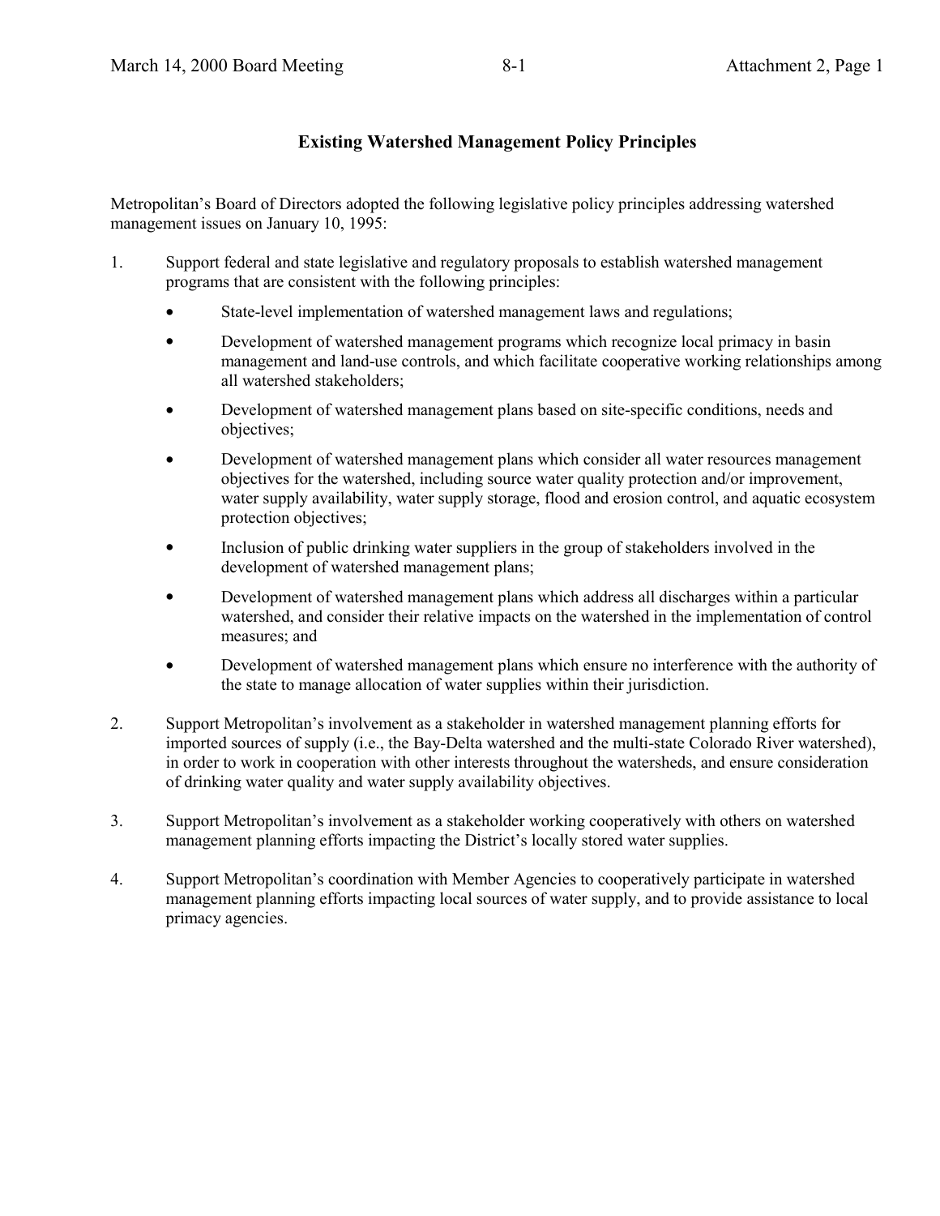## Existing Watershed Management Policy Principles

Metropolitan's Board of Directors adopted the following legislative policy principles addressing watershed management issues on January 10, 1995:

1. Support federal and state legislative and regulatory proposals to establish watershed management programs that are consistent with the following principles:
   - State-level implementation of watershed management laws and regulations;
   - Development of watershed management programs which recognize local primacy in basin management and land-use controls, and which facilitate cooperative working relationships among all watershed stakeholders;
   - Development of watershed management plans based on site-specific conditions, needs and objectives;
   - Development of watershed management plans which consider all water resources management objectives for the watershed, including source water quality protection and/or improvement, water supply availability, water supply storage, flood and erosion control, and aquatic ecosystem protection objectives;
   - Inclusion of public drinking water suppliers in the group of stakeholders involved in the development of watershed management plans;
   - Development of watershed management plans which address all discharges within a particular watershed, and consider their relative impacts on the watershed in the implementation of control measures; and
   - Development of watershed management plans which ensure no interference with the authority of the state to manage allocation of water supplies within their jurisdiction.

2. Support Metropolitan's involvement as a stakeholder in watershed management planning efforts for imported sources of supply (i.e., the Bay-Delta watershed and the multi-state Colorado River watershed), in order to work in cooperation with other interests throughout the watersheds, and ensure consideration of drinking water quality and water supply availability objectives.

3. Support Metropolitan's involvement as a stakeholder working cooperatively with others on watershed management planning efforts impacting the District's locally stored water supplies.

4. Support Metropolitan's coordination with Member Agencies to cooperatively participate in watershed management planning efforts impacting local sources of water supply, and to provide assistance to local primacy agencies.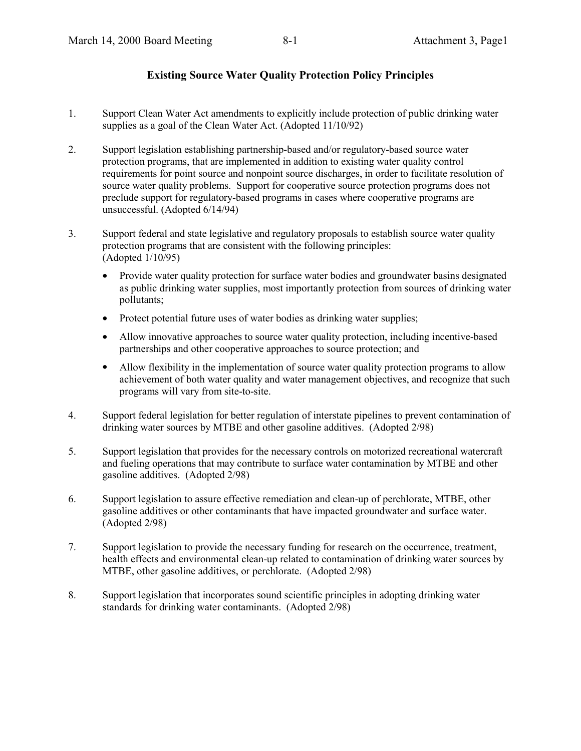## Existing Source Water Quality Protection Policy Principles

1. Support Clean Water Act amendments to explicitly include protection of public drinking water supplies as a goal of the Clean Water Act. (Adopted 11/10/92)

2. Support legislation establishing partnership-based and/or regulatory-based source water protection programs, that are implemented in addition to existing water quality control requirements for point source and nonpoint source discharges, in order to facilitate resolution of source water quality problems. Support for cooperative source protection programs does not preclude support for regulatory-based programs in cases where cooperative programs are unsuccessful. (Adopted 6/14/94)

3. Support federal and state legislative and regulatory proposals to establish source water quality protection programs that are consistent with the following principles: (Adopted 1/10/95)

   - Provide water quality protection for surface water bodies and groundwater basins designated as public drinking water supplies, most importantly protection from sources of drinking water pollutants;
   - Protect potential future uses of water bodies as drinking water supplies;
   - Allow innovative approaches to source water quality protection, including incentive-based partnerships and other cooperative approaches to source protection; and
   - Allow flexibility in the implementation of source water quality protection programs to allow achievement of both water quality and water management objectives, and recognize that such programs will vary from site-to-site.

4. Support federal legislation for better regulation of interstate pipelines to prevent contamination of drinking water sources by MTBE and other gasoline additives. (Adopted 2/98)

5. Support legislation that provides for the necessary controls on motorized recreational watercraft and fueling operations that may contribute to surface water contamination by MTBE and other gasoline additives. (Adopted 2/98)

6. Support legislation to assure effective remediation and clean-up of perchlorate, MTBE, other gasoline additives or other contaminants that have impacted groundwater and surface water. (Adopted 2/98)

7. Support legislation to provide the necessary funding for research on the occurrence, treatment, health effects and environmental clean-up related to contamination of drinking water sources by MTBE, other gasoline additives, or perchlorate. (Adopted 2/98)

8. Support legislation that incorporates sound scientific principles in adopting drinking water standards for drinking water contaminants. (Adopted 2/98)